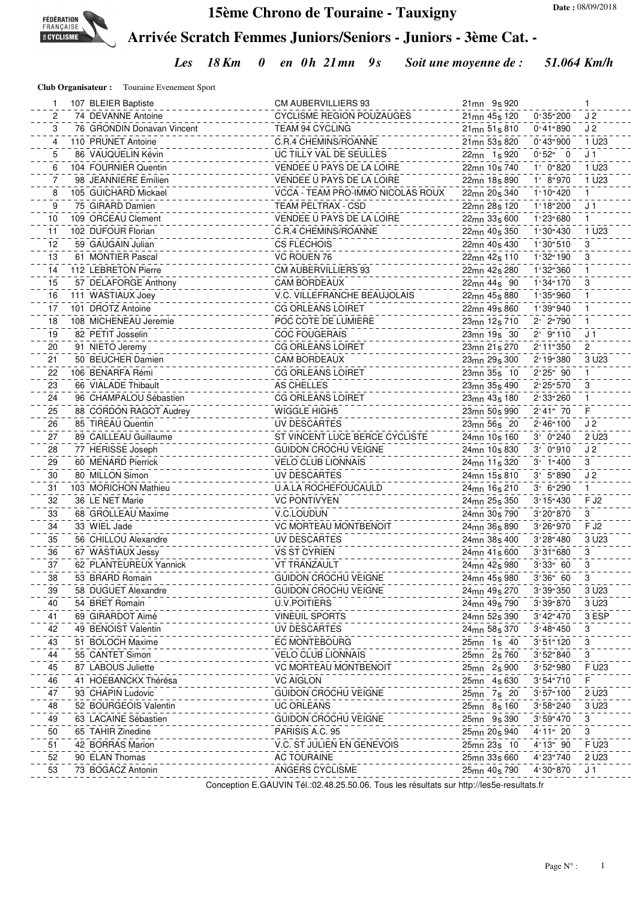# 15ème Chrono de Touraine - Tauxigny

Date : 08/09/2018

## Arrivée Scratch Femmes Juniors/Seniors - Juniors - 3ème Cat. -

*Les 18 Km 0 en 0h 21mn 9s Soit une moyenne de : 51.064 Km/h*

**Club Organisateur :** Touraine Evenement Sport

| | | | | | | |
|---|---|---|---|---|---|---|
| 1 | 107 | BLEIER Baptiste | CM AUBERVILLIERS 93 | 21mn 9s 920 | | 1 |
| 2 | 74 | DEVANNE Antoine | CYCLISME REGION POUZAUGES | 21mn 45s 120 | 0'35"200 | J 2 |
| 3 | 76 | GRONDIN Donavan Vincent | TEAM 94 CYCLING | 21mn 51s 810 | 0'41"890 | J 2 |
| 4 | 110 | PRUNET Antoine | C.R.4 CHEMINS/ROANNE | 21mn 53s 820 | 0'43"900 | 1 U23 |
| 5 | 86 | VAUQUELIN Kévin | UC TILLY VAL DE SEULLES | 22mn 1s 920 | 0'52" 0 | J 1 |
| 6 | 104 | FOURNIER Quentin | VENDEE U PAYS DE LA LOIRE | 22mn 10s 740 | 1' 0"820 | 1 U23 |
| 7 | 98 | JEANNIERE Emilien | VENDEE U PAYS DE LA LOIRE | 22mn 18s 890 | 1' 8"970 | 1 U23 |
| 8 | 105 | GUICHARD Mickael | VCCA - TEAM PRO-IMMO NICOLAS ROUX | 22mn 20s 340 | 1'10"420 | 1 |
| 9 | 75 | GIRARD Damien | TEAM PELTRAX - CSD | 22mn 28s 120 | 1'18"200 | J 1 |
| 10 | 109 | ORCEAU Clement | VENDEE U PAYS DE LA LOIRE | 22mn 33s 600 | 1'23"680 | 1 |
| 11 | 102 | DUFOUR Florian | C.R.4 CHEMINS/ROANNE | 22mn 40s 350 | 1'30"430 | 1 U23 |
| 12 | 59 | GAUGAIN Julian | CS FLECHOIS | 22mn 40s 430 | 1'30"510 | 3 |
| 13 | 61 | MONTIER Pascal | VC ROUEN 76 | 22mn 42s 110 | 1'32"190 | 3 |
| 14 | 112 | LEBRETON Pierre | CM AUBERVILLIERS 93 | 22mn 42s 280 | 1'32"360 | 1 |
| 15 | 57 | DELAFORGE Anthony | CAM BORDEAUX | 22mn 44s 90 | 1'34"170 | 3 |
| 16 | 111 | WASTIAUX Joey | V.C. VILLEFRANCHE BEAUJOLAIS | 22mn 45s 880 | 1'35"960 | 1 |
| 17 | 101 | DROTZ Antoine | CG ORLEANS LOIRET | 22mn 49s 860 | 1'39"940 | 1 |
| 18 | 108 | MICHENEAU Jeremie | POC COTE DE LUMIERE | 23mn 12s 710 | 2' 2"790 | 1 |
| 19 | 82 | PETIT Josselin | COC FOUGERAIS | 23mn 19s 30 | 2' 9"110 | J 1 |
| 20 | 91 | NIETO Jeremy | CG ORLEANS LOIRET | 23mn 21s 270 | 2'11"350 | 2 |
| 21 | 50 | BEUCHER Damien | CAM BORDEAUX | 23mn 29s 300 | 2'19"380 | 3 U23 |
| 22 | 106 | BENARFA Rémi | CG ORLEANS LOIRET | 23mn 35s 10 | 2'25" 90 | 1 |
| 23 | 66 | VIALADE Thibault | AS CHELLES | 23mn 35s 490 | 2'25"570 | 3 |
| 24 | 96 | CHAMPALOU Sébastien | CG ORLEANS LOIRET | 23mn 43s 180 | 2'33"260 | 1 |
| 25 | 88 | CORDON RAGOT Audrey | WIGGLE HIGH5 | 23mn 50s 990 | 2'41" 70 | F |
| 26 | 85 | TIREAU Quentin | UV DESCARTES | 23mn 56s 20 | 2'46"100 | J 2 |
| 27 | 89 | CAILLEAU Guillaume | ST VINCENT LUCE BERCE CYCLISTE | 24mn 10s 160 | 3' 0"240 | 2 U23 |
| 28 | 77 | HERISSE Joseph | GUIDON CROCHU VEIGNE | 24mn 10s 830 | 3' 0"910 | J 2 |
| 29 | 60 | MENARD Pierrick | VELO CLUB LIONNAIS | 24mn 11s 320 | 3' 1"400 | 3 |
| 30 | 80 | MILLON Simon | UV DESCARTES | 24mn 15s 810 | 3' 5"890 | J 2 |
| 31 | 103 | MORICHON Mathieu | U.A.LA ROCHEFOUCAULD | 24mn 16s 210 | 3' 6"290 | 1 |
| 32 | 36 | LE NET Marie | VC PONTIVYEN | 24mn 25s 350 | 3'15"430 | F J2 |
| 33 | 68 | GROLLEAU Maxime | V.C.LOUDUN | 24mn 30s 790 | 3'20"870 | 3 |
| 34 | 33 | WIEL Jade | VC MORTEAU MONTBENOIT | 24mn 36s 890 | 3'26"970 | F J2 |
| 35 | 56 | CHILLOU Alexandre | UV DESCARTES | 24mn 38s 400 | 3'28"480 | 3 U23 |
| 36 | 67 | WASTIAUX Jessy | VS ST CYRIEN | 24mn 41s 600 | 3'31"680 | 3 |
| 37 | 62 | PLANTEUREUX Yannick | VT TRANZAULT | 24mn 42s 980 | 3'33" 60 | 3 |
| 38 | 53 | BRARD Romain | GUIDON CROCHU VEIGNE | 24mn 45s 980 | 3'36" 60 | 3 |
| 39 | 58 | DUGUET Alexandre | GUIDON CROCHU VEIGNE | 24mn 49s 270 | 3'39"350 | 3 U23 |
| 40 | 54 | BRET Romain | U.V.POITIERS | 24mn 49s 790 | 3'39"870 | 3 U23 |
| 41 | 69 | GIRARDOT Aimé | VINEUIL SPORTS | 24mn 52s 390 | 3'42"470 | 3 ESP |
| 42 | 49 | BENOIST Valentin | UV DESCARTES | 24mn 58s 370 | 3'48"450 | 3 |
| 43 | 51 | BOLOCH Maxime | EC MONTEBOURG | 25mn 1s 40 | 3'51"120 | 3 |
| 44 | 55 | CANTET Simon | VELO CLUB LIONNAIS | 25mn 2s 760 | 3'52"840 | 3 |
| 45 | 87 | LABOUS Juliette | VC MORTEAU MONTBENOIT | 25mn 2s 900 | 3'52"980 | F U23 |
| 46 | 41 | HOEBANCKX Thérésa | VC AIGLON | 25mn 4s 630 | 3'54"710 | F |
| 47 | 93 | CHAPIN Ludovic | GUIDON CROCHU VEIGNE | 25mn 7s 20 | 3'57"100 | 2 U23 |
| 48 | 52 | BOURGEOIS Valentin | UC ORLEANS | 25mn 8s 160 | 3'58"240 | 3 U23 |
| 49 | 63 | LACAINE Sébastien | GUIDON CROCHU VEIGNE | 25mn 9s 390 | 3'59"470 | 3 |
| 50 | 65 | TAHIR Zinedine | PARISIS A.C. 95 | 25mn 20s 940 | 4'11" 20 | 3 |
| 51 | 42 | BORRAS Marion | V.C. ST JULIEN EN GENEVOIS | 25mn 23s 10 | 4'13" 90 | F U23 |
| 52 | 90 | ELAN Thomas | AC TOURAINE | 25mn 33s 660 | 4'23"740 | 2 U23 |
| 53 | 73 | BOGACZ Antonin | ANGERS CYCLISME | 25mn 40s 790 | 4'30"870 | J 1 |

Conception E.GAUVIN Tél.:02.48.25.50.06. Tous les résultats sur http://les5e-resultats.fr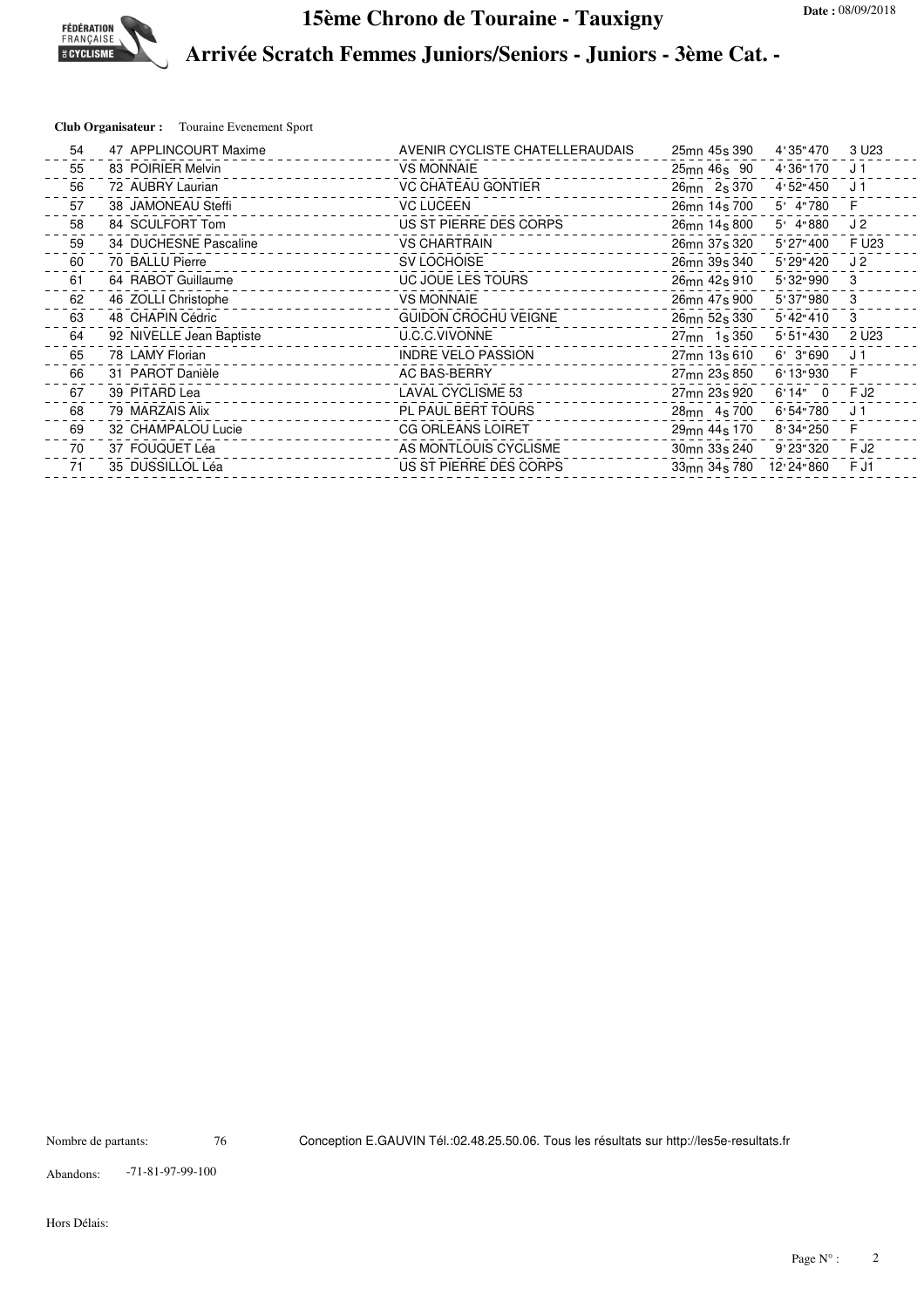# 15ème Chrono de Touraine - Tauxigny

**Date :** 08/09/2018

## Arrivée Scratch Femmes Juniors/Seniors - Juniors - 3ème Cat. -

**Club Organisateur :** Touraine Evenement Sport

| | | | | | | |
|---|---|---|---|---|---|---|
| 54 | 47 | APPLINCOURT Maxime | AVENIR CYCLISTE CHATELLERAUDAIS | 25mn 45s 390 | 4'35"470 | 3 U23 |
| 55 | 83 | POIRIER Melvin | VS MONNAIE | 25mn 46s 90 | 4'36"170 | J 1 |
| 56 | 72 | AUBRY Laurian | VC CHATEAU GONTIER | 26mn 2s 370 | 4'52"450 | J 1 |
| 57 | 38 | JAMONEAU Steffi | VC LUCEEN | 26mn 14s 700 | 5' 4"780 | F |
| 58 | 84 | SCULFORT Tom | US ST PIERRE DES CORPS | 26mn 14s 800 | 5' 4"880 | J 2 |
| 59 | 34 | DUCHESNE Pascaline | VS CHARTRAIN | 26mn 37s 320 | 5'27"400 | F U23 |
| 60 | 70 | BALLU Pierre | SV LOCHOISE | 26mn 39s 340 | 5'29"420 | J 2 |
| 61 | 64 | RABOT Guillaume | UC JOUE LES TOURS | 26mn 42s 910 | 5'32"990 | 3 |
| 62 | 46 | ZOLLI Christophe | VS MONNAIE | 26mn 47s 900 | 5'37"980 | 3 |
| 63 | 48 | CHAPIN Cédric | GUIDON CROCHU VEIGNE | 26mn 52s 330 | 5'42"410 | 3 |
| 64 | 92 | NIVELLE Jean Baptiste | U.C.C.VIVONNE | 27mn 1s 350 | 5'51"430 | 2 U23 |
| 65 | 78 | LAMY Florian | INDRE VELO PASSION | 27mn 13s 610 | 6' 3"690 | J 1 |
| 66 | 31 | PAROT Danièle | AC BAS-BERRY | 27mn 23s 850 | 6'13"930 | F |
| 67 | 39 | PITARD Lea | LAVAL CYCLISME 53 | 27mn 23s 920 | 6'14" 0 | F J2 |
| 68 | 79 | MARZAIS Alix | PL PAUL BERT TOURS | 28mn 4s 700 | 6'54"780 | J 1 |
| 69 | 32 | CHAMPALOU Lucie | CG ORLEANS LOIRET | 29mn 44s 170 | 8'34"250 | F |
| 70 | 37 | FOUQUET Léa | AS MONTLOUIS CYCLISME | 30mn 33s 240 | 9'23"320 | F J2 |
| 71 | 35 | DUSSILLOL Léa | US ST PIERRE DES CORPS | 33mn 34s 780 | 12'24"860 | F J1 |

Nombre de partants: 76

Conception E.GAUVIN Tél.:02.48.25.50.06. Tous les résultats sur http://les5e-resultats.fr

Abandons: -71-81-97-99-100

Hors Délais: